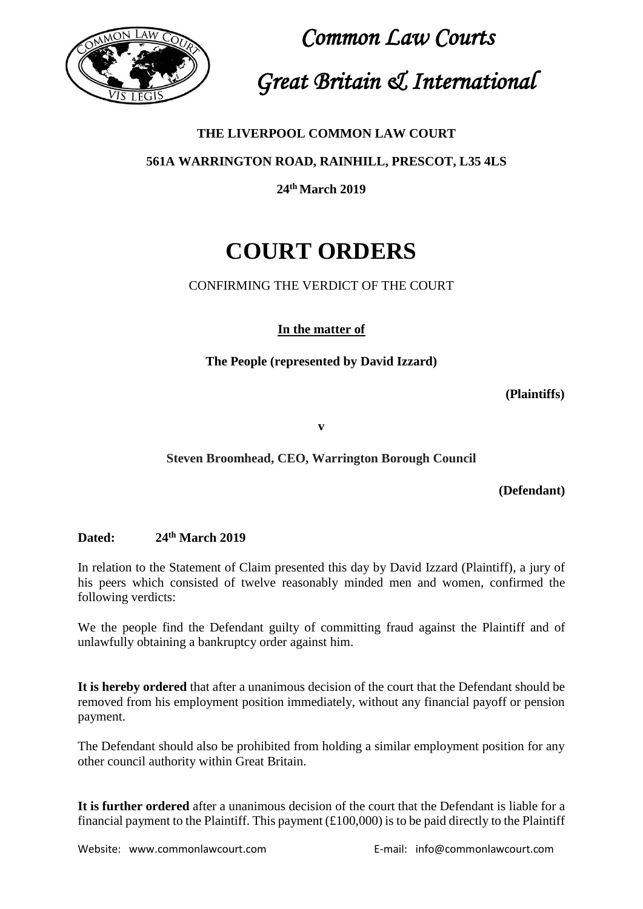*Common Law Courts*

*Great Britain & International*

**THE LIVERPOOL COMMON LAW COURT**

**561A WARRINGTON ROAD, RAINHILL, PRESCOT, L35 4LS**

**24th March 2019**

# COURT ORDERS

CONFIRMING THE VERDICT OF THE COURT

**In the matter of**

**The People (represented by David Izzard)**

**(Plaintiffs)**

**v**

**Steven Broomhead, CEO, Warrington Borough Council**

**(Defendant)**

**Dated: 24th March 2019**

In relation to the Statement of Claim presented this day by David Izzard (Plaintiff), a jury of his peers which consisted of twelve reasonably minded men and women, confirmed the following verdicts:

We the people find the Defendant guilty of committing fraud against the Plaintiff and of unlawfully obtaining a bankruptcy order against him.

**It is hereby ordered** that after a unanimous decision of the court that the Defendant should be removed from his employment position immediately, without any financial payoff or pension payment.

The Defendant should also be prohibited from holding a similar employment position for any other council authority within Great Britain.

**It is further ordered** after a unanimous decision of the court that the Defendant is liable for a financial payment to the Plaintiff. This payment (£100,000) is to be paid directly to the Plaintiff

Website: www.commonlawcourt.com E-mail: info@commonlawcourt.com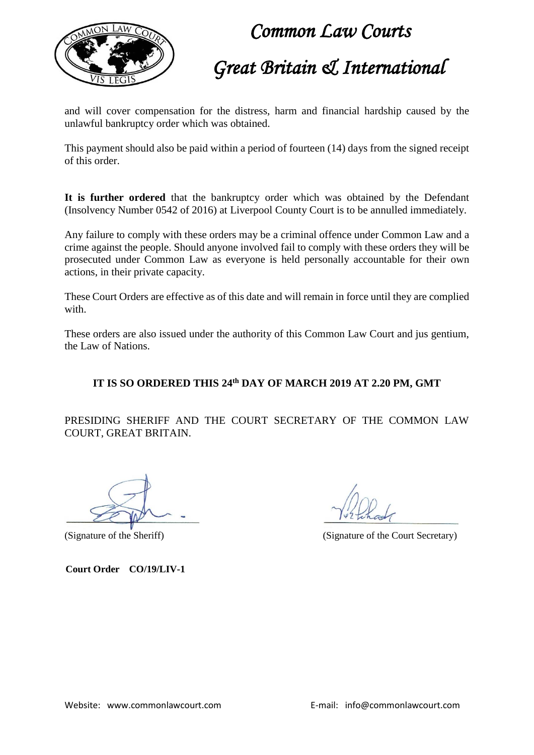and will cover compensation for the distress, harm and financial hardship caused by the unlawful bankruptcy order which was obtained.

This payment should also be paid within a period of fourteen (14) days from the signed receipt of this order.

**It is further ordered** that the bankruptcy order which was obtained by the Defendant (Insolvency Number 0542 of 2016) at Liverpool County Court is to be annulled immediately.

Any failure to comply with these orders may be a criminal offence under Common Law and a crime against the people. Should anyone involved fail to comply with these orders they will be prosecuted under Common Law as everyone is held personally accountable for their own actions, in their private capacity.

These Court Orders are effective as of this date and will remain in force until they are complied with.

These orders are also issued under the authority of this Common Law Court and jus gentium, the Law of Nations.

**IT IS SO ORDERED THIS 24th DAY OF MARCH 2019 AT 2.20 PM, GMT**

PRESIDING SHERIFF AND THE COURT SECRETARY OF THE COMMON LAW COURT, GREAT BRITAIN.

(Signature of the Sheriff)

(Signature of the Court Secretary)

**Court Order CO/19/LIV-1**